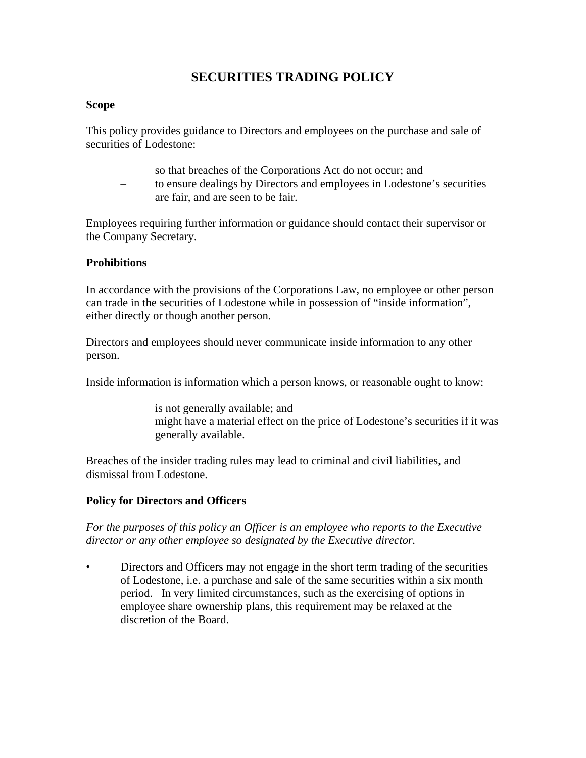# SECURITIES TRADING POLICY

**Scope**

This policy provides guidance to Directors and employees on the purchase and sale of securities of Lodestone:

- so that breaches of the Corporations Act do not occur; and
- to ensure dealings by Directors and employees in Lodestone's securities are fair, and are seen to be fair.

Employees requiring further information or guidance should contact their supervisor or the Company Secretary.

**Prohibitions**

In accordance with the provisions of the Corporations Law, no employee or other person can trade in the securities of Lodestone while in possession of "inside information", either directly or though another person.

Directors and employees should never communicate inside information to any other person.

Inside information is information which a person knows, or reasonable ought to know:

- is not generally available; and
- might have a material effect on the price of Lodestone's securities if it was generally available.

Breaches of the insider trading rules may lead to criminal and civil liabilities, and dismissal from Lodestone.

**Policy for Directors and Officers**

*For the purposes of this policy an Officer is an employee who reports to the Executive director or any other employee so designated by the Executive director.*

- Directors and Officers may not engage in the short term trading of the securities of Lodestone, i.e. a purchase and sale of the same securities within a six month period. In very limited circumstances, such as the exercising of options in employee share ownership plans, this requirement may be relaxed at the discretion of the Board.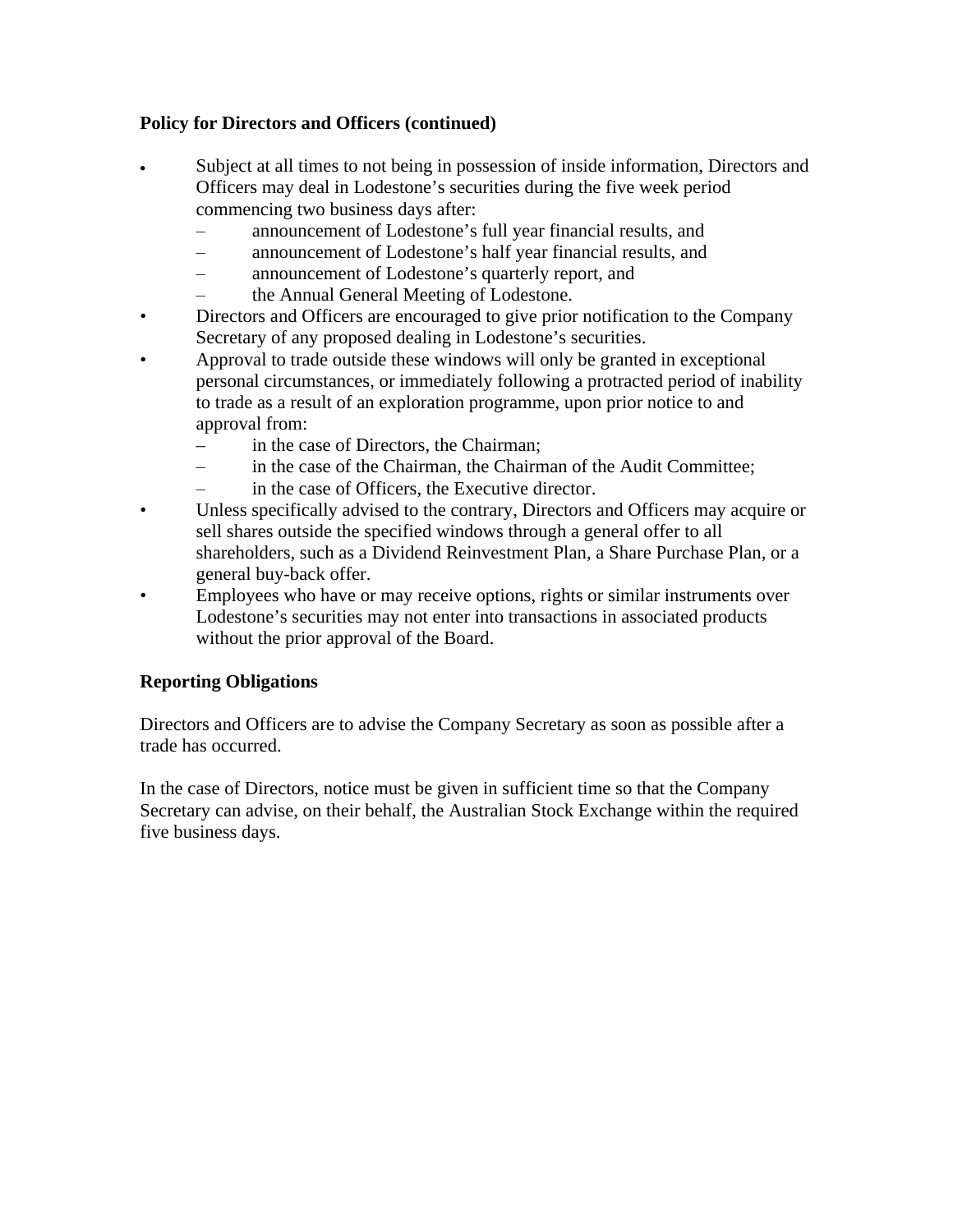**Policy for Directors and Officers (continued)**

- Subject at all times to not being in possession of inside information, Directors and Officers may deal in Lodestone's securities during the five week period commencing two business days after:
  - announcement of Lodestone's full year financial results, and
  - announcement of Lodestone's half year financial results, and
  - announcement of Lodestone's quarterly report, and
  - the Annual General Meeting of Lodestone.
- Directors and Officers are encouraged to give prior notification to the Company Secretary of any proposed dealing in Lodestone's securities.
- Approval to trade outside these windows will only be granted in exceptional personal circumstances, or immediately following a protracted period of inability to trade as a result of an exploration programme, upon prior notice to and approval from:
  - in the case of Directors, the Chairman;
  - in the case of the Chairman, the Chairman of the Audit Committee;
  - in the case of Officers, the Executive director.
- Unless specifically advised to the contrary, Directors and Officers may acquire or sell shares outside the specified windows through a general offer to all shareholders, such as a Dividend Reinvestment Plan, a Share Purchase Plan, or a general buy-back offer.
- Employees who have or may receive options, rights or similar instruments over Lodestone's securities may not enter into transactions in associated products without the prior approval of the Board.

**Reporting Obligations**

Directors and Officers are to advise the Company Secretary as soon as possible after a trade has occurred.

In the case of Directors, notice must be given in sufficient time so that the Company Secretary can advise, on their behalf, the Australian Stock Exchange within the required five business days.